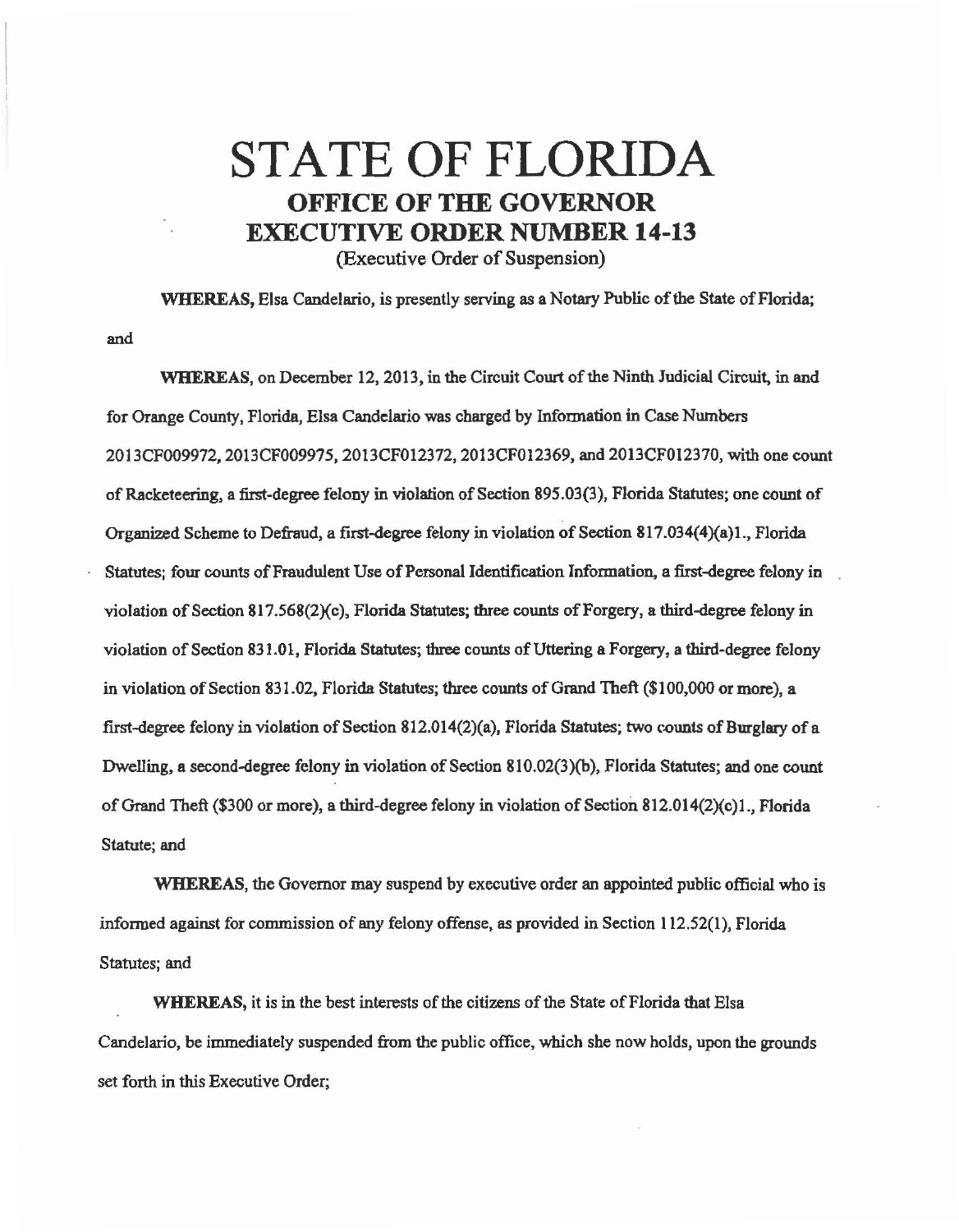# STATE OF FLORIDA

## OFFICE OF THE GOVERNOR

## EXECUTIVE ORDER NUMBER 14-13

(Executive Order of Suspension)

**WHEREAS,** Elsa Candelario, is presently serving as a Notary Public of the State of Florida; and

**WHEREAS,** on December 12, 2013, in the Circuit Court of the Ninth Judicial Circuit, in and for Orange County, Florida, Elsa Candelario was charged by Information in Case Numbers 2013CF009972, 2013CF009975, 2013CF012372, 2013CF012369, and 2013CF012370, with one count of Racketeering, a first-degree felony in violation of Section 895.03(3), Florida Statutes; one count of Organized Scheme to Defraud, a first-degree felony in violation of Section 817.034(4)(a)1., Florida Statutes; four counts of Fraudulent Use of Personal Identification Information, a first-degree felony in violation of Section 817.568(2)(c), Florida Statutes; three counts of Forgery, a third-degree felony in violation of Section 831.01, Florida Statutes; three counts of Uttering a Forgery, a third-degree felony in violation of Section 831.02, Florida Statutes; three counts of Grand Theft ($100,000 or more), a first-degree felony in violation of Section 812.014(2)(a), Florida Statutes; two counts of Burglary of a Dwelling, a second-degree felony in violation of Section 810.02(3)(b), Florida Statutes; and one count of Grand Theft ($300 or more), a third-degree felony in violation of Section 812.014(2)(c)1., Florida Statute; and

**WHEREAS,** the Governor may suspend by executive order an appointed public official who is informed against for commission of any felony offense, as provided in Section 112.52(1), Florida Statutes; and

**WHEREAS,** it is in the best interests of the citizens of the State of Florida that Elsa Candelario, be immediately suspended from the public office, which she now holds, upon the grounds set forth in this Executive Order;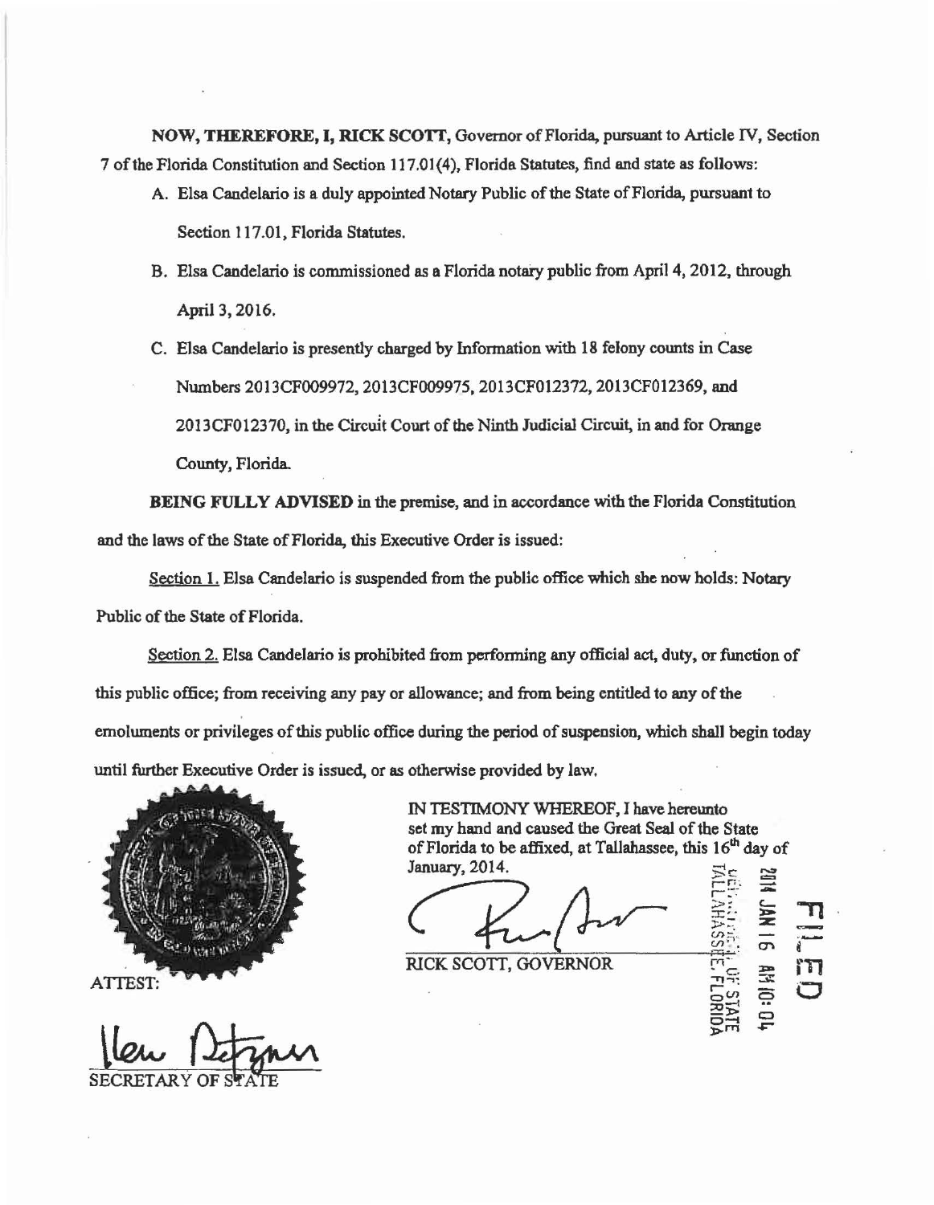**NOW, THEREFORE, I, RICK SCOTT,** Governor of Florida, pursuant to Article IV, Section 7 of the Florida Constitution and Section 117.01(4), Florida Statutes, find and state as follows:

A. Elsa Candelario is a duly appointed Notary Public of the State of Florida, pursuant to Section 117.01, Florida Statutes.

B. Elsa Candelario is commissioned as a Florida notary public from April 4, 2012, through April 3, 2016.

C. Elsa Candelario is presently charged by Information with 18 felony counts in Case Numbers 2013CF009972, 2013CF009975, 2013CF012372, 2013CF012369, and 2013CF012370, in the Circuit Court of the Ninth Judicial Circuit, in and for Orange County, Florida.

**BEING FULLY ADVISED** in the premise, and in accordance with the Florida Constitution and the laws of the State of Florida, this Executive Order is issued:

Section 1. Elsa Candelario is suspended from the public office which she now holds: Notary Public of the State of Florida.

Section 2. Elsa Candelario is prohibited from performing any official act, duty, or function of this public office; from receiving any pay or allowance; and from being entitled to any of the emoluments or privileges of this public office during the period of suspension, which shall begin today until further Executive Order is issued, or as otherwise provided by law.

IN TESTIMONY WHEREOF, I have hereunto set my hand and caused the Great Seal of the State of Florida to be affixed, at Tallahassee, this 16th day of January, 2014.

RICK SCOTT, GOVERNOR

ATTEST:

SECRETARY OF STATE

FILED

2014 JAN 16 AM 10:04

DEPARTMENT OF STATE
TALLAHASSEE, FLORIDA